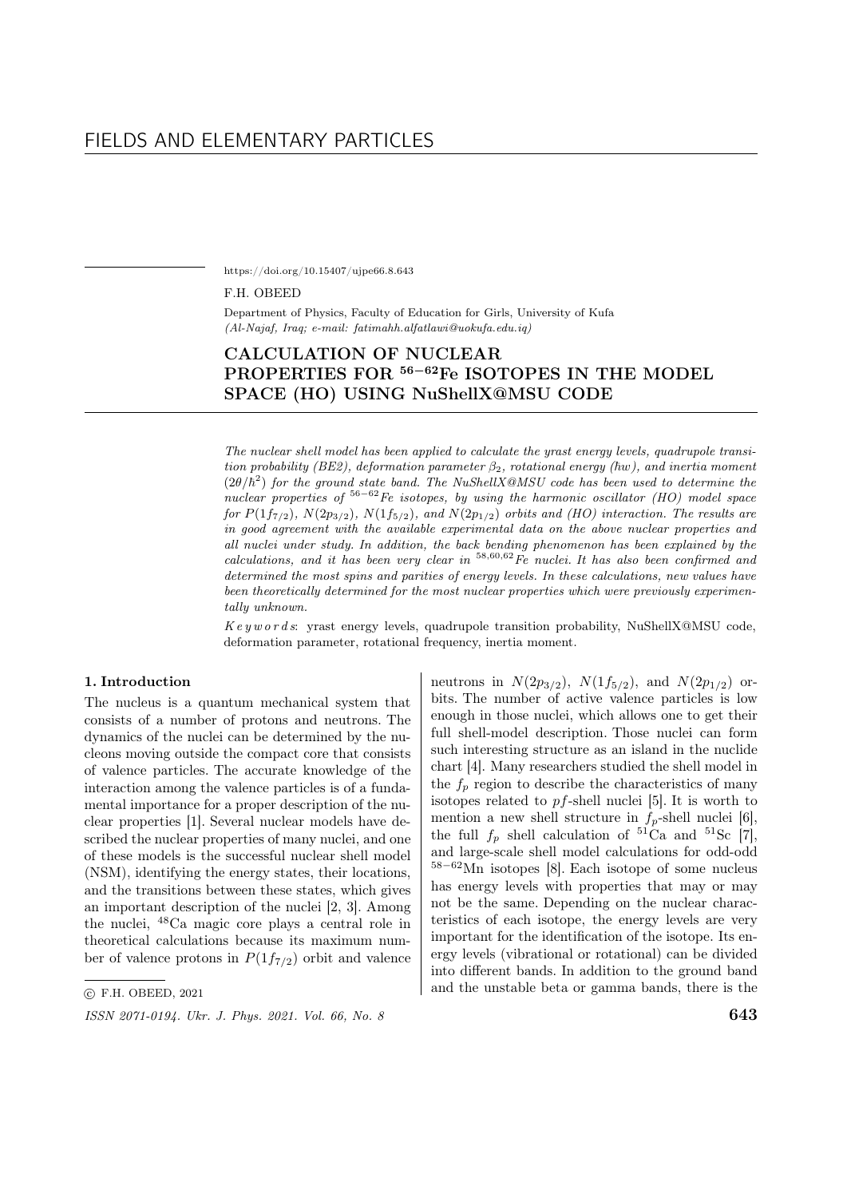FIELDS AND ELEMENTARY PARTICLES

https://doi.org/10.15407/ujpe66.8.643

F.H. OBEED

Department of Physics, Faculty of Education for Girls, University of Kufa
*(Al-Najaf, Iraq; e-mail: fatimahh.alfatlawi@uokufa.edu.iq)*

# CALCULATION OF NUCLEAR PROPERTIES FOR $^{56-62}$Fe ISOTOPES IN THE MODEL SPACE (HO) USING NuShellX@MSU CODE

*The nuclear shell model has been applied to calculate the yrast energy levels, quadrupole transition probability (BE2), deformation parameter $\beta_2$, rotational energy ($\hbar w$), and inertia moment ($2\theta/\hbar^2$) for the ground state band. The NuShellX@MSU code has been used to determine the nuclear properties of $^{56-62}$Fe isotopes, by using the harmonic oscillator (HO) model space for $P(1f_{7/2})$, $N(2p_{3/2})$, $N(1f_{5/2})$, and $N(2p_{1/2})$ orbits and (HO) interaction. The results are in good agreement with the available experimental data on the above nuclear properties and all nuclei under study. In addition, the back bending phenomenon has been explained by the calculations, and it has been very clear in $^{58,60,62}$Fe nuclei. It has also been confirmed and determined the most spins and parities of energy levels. In these calculations, new values have been theoretically determined for the most nuclear properties which were previously experimentally unknown.*

*K e y w o r d s*: yrast energy levels, quadrupole transition probability, NuShellX@MSU code, deformation parameter, rotational frequency, inertia moment.

## 1. Introduction

The nucleus is a quantum mechanical system that consists of a number of protons and neutrons. The dynamics of the nuclei can be determined by the nucleons moving outside the compact core that consists of valence particles. The accurate knowledge of the interaction among the valence particles is of a fundamental importance for a proper description of the nuclear properties [1]. Several nuclear models have described the nuclear properties of many nuclei, and one of these models is the successful nuclear shell model (NSM), identifying the energy states, their locations, and the transitions between these states, which gives an important description of the nuclei [2, 3]. Among the nuclei, $^{48}$Ca magic core plays a central role in theoretical calculations because its maximum number of valence protons in $P(1f_{7/2})$ orbit and valence neutrons in $N(2p_{3/2})$, $N(1f_{5/2})$, and $N(2p_{1/2})$ orbits. The number of active valence particles is low enough in those nuclei, which allows one to get their full shell-model description. Those nuclei can form such interesting structure as an island in the nuclide chart [4]. Many researchers studied the shell model in the $f_p$ region to describe the characteristics of many isotopes related to $pf$-shell nuclei [5]. It is worth to mention a new shell structure in $f_p$-shell nuclei [6], the full $f_p$ shell calculation of $^{51}$Ca and $^{51}$Sc [7], and large-scale shell model calculations for odd-odd $^{58-62}$Mn isotopes [8]. Each isotope of some nucleus has energy levels with properties that may or may not be the same. Depending on the nuclear characteristics of each isotope, the energy levels are very important for the identification of the isotope. Its energy levels (vibrational or rotational) can be divided into different bands. In addition to the ground band and the unstable beta or gamma bands, there is the

© F.H. OBEED, 2021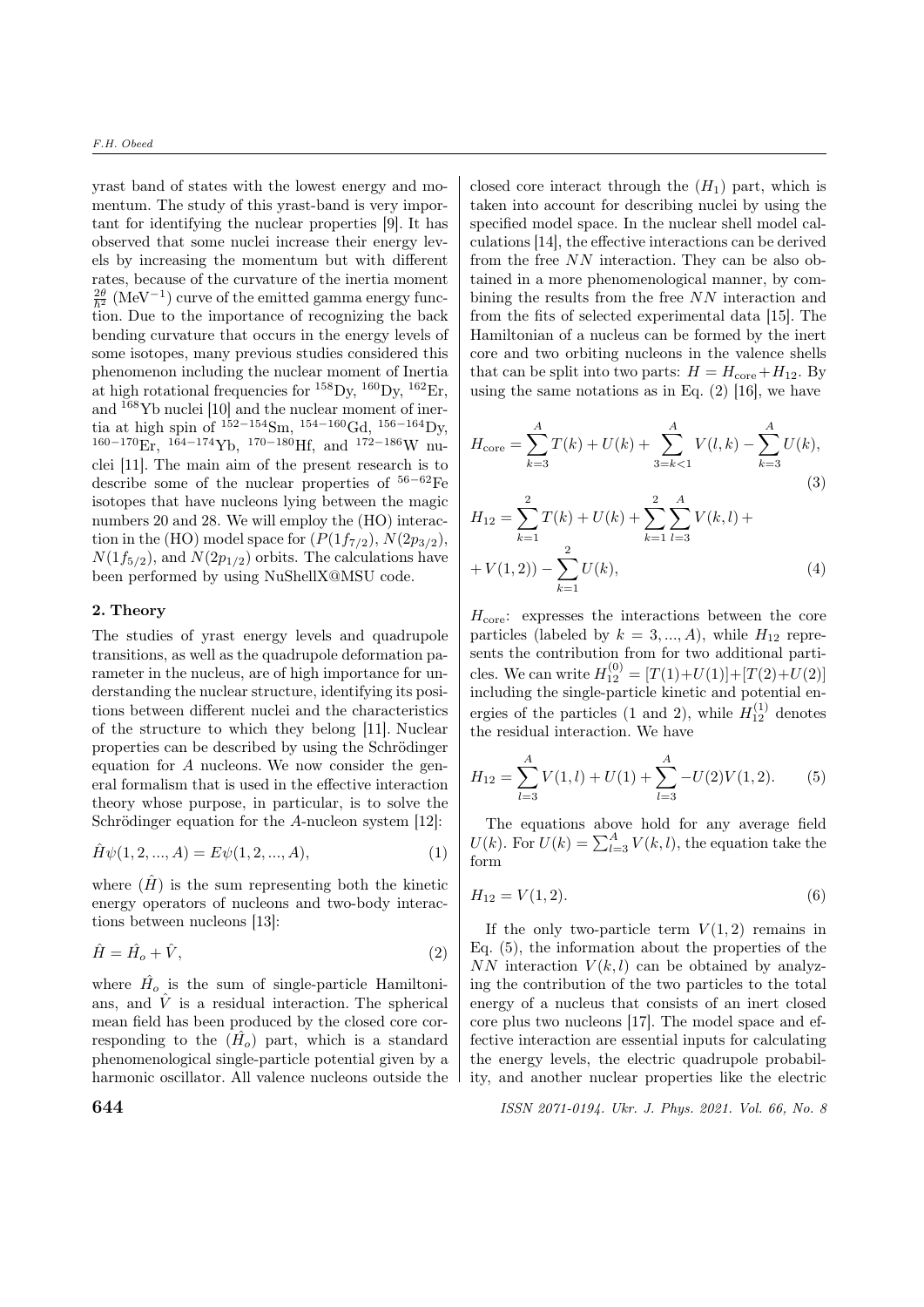yrast band of states with the lowest energy and momentum. The study of this yrast-band is very important for identifying the nuclear properties [9]. It has observed that some nuclei increase their energy levels by increasing the momentum but with different rates, because of the curvature of the inertia moment $\frac{2\theta}{\hbar^2}$ ($\text{MeV}^{-1}$) curve of the emitted gamma energy function. Due to the importance of recognizing the back bending curvature that occurs in the energy levels of some isotopes, many previous studies considered this phenomenon including the nuclear moment of Inertia at high rotational frequencies for $^{158}$Dy, $^{160}$Dy, $^{162}$Er, and $^{168}$Yb nuclei [10] and the nuclear moment of inertia at high spin of $^{152-154}$Sm, $^{154-160}$Gd, $^{156-164}$Dy, $^{160-170}$Er, $^{164-174}$Yb, $^{170-180}$Hf, and $^{172-186}$W nuclei [11]. The main aim of the present research is to describe some of the nuclear properties of $^{56-62}$Fe isotopes that have nucleons lying between the magic numbers 20 and 28. We will employ the (HO) interaction in the (HO) model space for ($P(1f_{7/2})$, $N(2p_{3/2})$, $N(1f_{5/2})$, and $N(2p_{1/2})$ orbits. The calculations have been performed by using NuShellX@MSU code.

## 2. Theory

The studies of yrast energy levels and quadrupole transitions, as well as the quadrupole deformation parameter in the nucleus, are of high importance for understanding the nuclear structure, identifying its positions between different nuclei and the characteristics of the structure to which they belong [11]. Nuclear properties can be described by using the Schrödinger equation for $A$ nucleons. We now consider the general formalism that is used in the effective interaction theory whose purpose, in particular, is to solve the Schrödinger equation for the $A$-nucleon system [12]:

$$\hat{H}\psi(1,2,...,A) = E\psi(1,2,...,A), \tag{1}$$

where ($\hat{H}$) is the sum representing both the kinetic energy operators of nucleons and two-body interactions between nucleons [13]:

$$\hat{H} = \hat{H_o} + \hat{V}, \tag{2}$$

where $\hat{H_o}$ is the sum of single-particle Hamiltonians, and $\hat{V}$ is a residual interaction. The spherical mean field has been produced by the closed core corresponding to the ($\hat{H_o}$) part, which is a standard phenomenological single-particle potential given by a harmonic oscillator. All valence nucleons outside the closed core interact through the ($H_1$) part, which is taken into account for describing nuclei by using the specified model space. In the nuclear shell model calculations [14], the effective interactions can be derived from the free $NN$ interaction. They can be also obtained in a more phenomenological manner, by combining the results from the free $NN$ interaction and from the fits of selected experimental data [15]. The Hamiltonian of a nucleus can be formed by the inert core and two orbiting nucleons in the valence shells that can be split into two parts: $H = H_{\text{core}} + H_{12}$. By using the same notations as in Eq. (2) [16], we have

$$H_{\text{core}} = \sum_{k=3}^{A} T(k) + U(k) + \sum_{3=k<1}^{A} V(l,k) - \sum_{k=3}^{A} U(k), \tag{3}$$

$$H_{12} = \sum_{k=1}^{2} T(k) + U(k) + \sum_{k=1}^{2}\sum_{l=3}^{A} V(k,l) + V(1,2)) - \sum_{k=1}^{2} U(k), \tag{4}$$

$H_{\text{core}}$: expresses the interactions between the core particles (labeled by $k = 3,...,A$), while $H_{12}$ represents the contribution from for two additional particles. We can write $H_{12}^{(0)} = [T(1)+U(1)]+[T(2)+U(2)]$ including the single-particle kinetic and potential energies of the particles (1 and 2), while $H_{12}^{(1)}$ denotes the residual interaction. We have

$$H_{12} = \sum_{l=3}^{A} V(1,l) + U(1) + \sum_{l=3}^{A} -U(2)V(1,2). \tag{5}$$

The equations above hold for any average field $U(k)$. For $U(k) = \sum_{l=3}^{A} V(k,l)$, the equation take the form

$$H_{12} = V(1,2). \tag{6}$$

If the only two-particle term $V(1,2)$ remains in Eq. (5), the information about the properties of the $NN$ interaction $V(k,l)$ can be obtained by analyzing the contribution of the two particles to the total energy of a nucleus that consists of an inert closed core plus two nucleons [17]. The model space and effective interaction are essential inputs for calculating the energy levels, the electric quadrupole probability, and another nuclear properties like the electric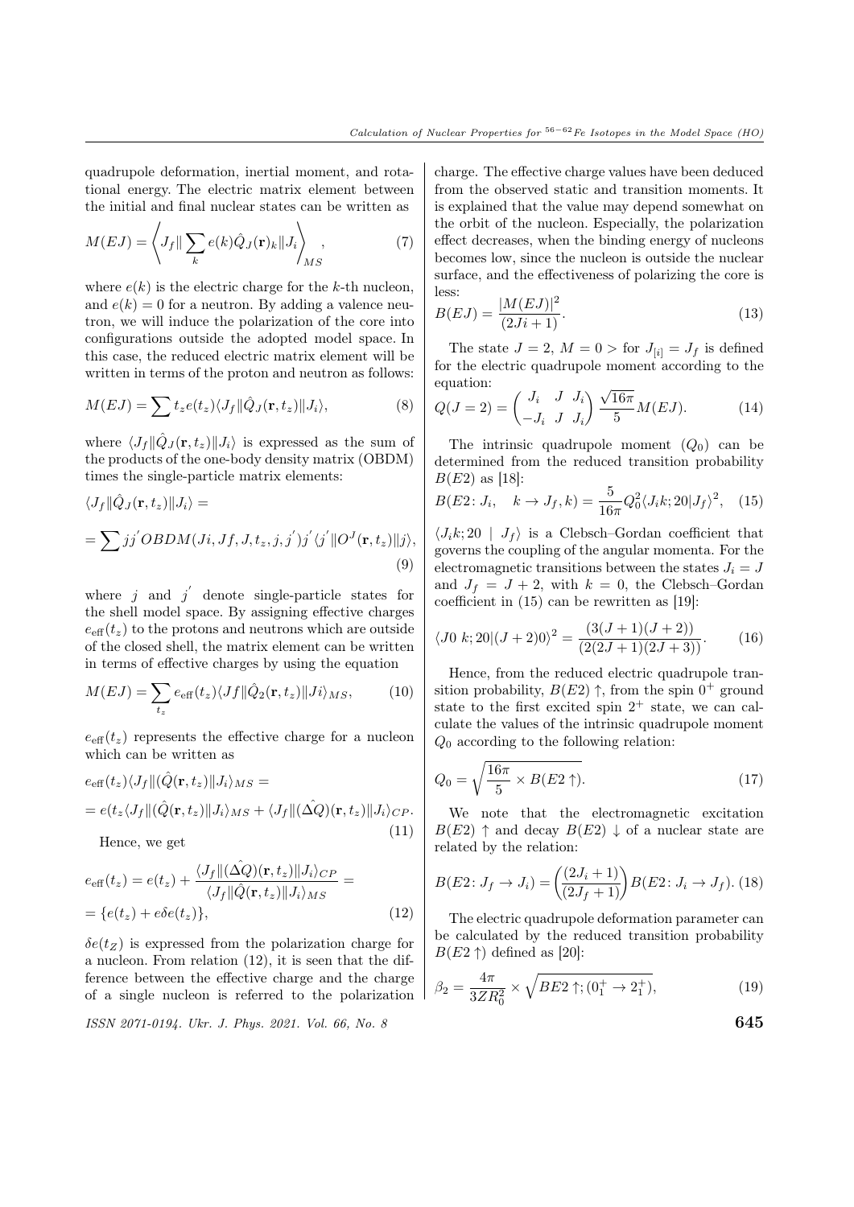quadrupole deformation, inertial moment, and rotational energy. The electric matrix element between the initial and final nuclear states can be written as

$$M(EJ) = \left\langle J_f \| \sum_k e(k) \hat{Q}_J(\mathbf{r})_k \| J_i \right\rangle_{MS}, \tag{7}$$

where $e(k)$ is the electric charge for the $k$-th nucleon, and $e(k) = 0$ for a neutron. By adding a valence neutron, we will induce the polarization of the core into configurations outside the adopted model space. In this case, the reduced electric matrix element will be written in terms of the proton and neutron as follows:

$$M(EJ) = \sum t_z e(t_z) \langle J_f \| \hat{Q}_J(\mathbf{r}, t_z) \| J_i \rangle, \tag{8}$$

where $\langle J_f \| \hat{Q}_J(\mathbf{r}, t_z) \| J_i \rangle$ is expressed as the sum of the products of the one-body density matrix (OBDM) times the single-particle matrix elements:

$$\langle J_f \| \hat{Q}_J(\mathbf{r}, t_z) \| J_i \rangle =$$

$$= \sum jj^{'} OBDM(Ji, Jf, J, t_z, j, j^{'}) j^{'} \langle j^{'} \| O^J(\mathbf{r}, t_z) \| j \rangle, \tag{9}$$

where $j$ and $j^{'}$ denote single-particle states for the shell model space. By assigning effective charges $e_{\text{eff}}(t_z)$ to the protons and neutrons which are outside of the closed shell, the matrix element can be written in terms of effective charges by using the equation

$$M(EJ) = \sum_{t_z} e_{\text{eff}}(t_z) \langle Jf \| \hat{Q}_2(\mathbf{r}, t_z) \| Ji \rangle_{MS}, \tag{10}$$

$e_{\text{eff}}(t_z)$ represents the effective charge for a nucleon which can be written as

$$e_{\text{eff}}(t_z) \langle J_f \| (\hat{Q}(\mathbf{r}, t_z) \| J_i \rangle_{MS} =$$

$$= e(t_z \langle J_f \| (\hat{Q}(\mathbf{r}, t_z) \| J_i \rangle_{MS} + \langle J_f \| (\hat{\Delta Q})(\mathbf{r}, t_z) \| J_i \rangle_{CP}. \tag{11}$$

Hence, we get

$$e_{\text{eff}}(t_z) = e(t_z) + \frac{\langle J_f \| (\hat{\Delta Q})(\mathbf{r}, t_z) \| J_i \rangle_{CP}}{\langle J_f \| \hat{Q}(\mathbf{r}, t_z) \| J_i \rangle_{MS}} =$$

$$= \{e(t_z) + e\delta e(t_z)\}, \tag{12}$$

$\delta e(t_Z)$ is expressed from the polarization charge for a nucleon. From relation (12), it is seen that the difference between the effective charge and the charge of a single nucleon is referred to the polarization charge. The effective charge values have been deduced from the observed static and transition moments. It is explained that the value may depend somewhat on the orbit of the nucleon. Especially, the polarization effect decreases, when the binding energy of nucleons becomes low, since the nucleon is outside the nuclear surface, and the effectiveness of polarizing the core is less:

$$B(EJ) = \frac{|M(EJ)|^2}{(2Ji + 1)}. \tag{13}$$

The state $J = 2$, $M = 0 >$ for $J_{[i]} = J_f$ is defined for the electric quadrupole moment according to the equation:

$$Q(J = 2) = \begin{pmatrix} J_i & J & J_i \\ -J_i & J & J_i \end{pmatrix} \frac{\sqrt{16\pi}}{5} M(EJ). \tag{14}$$

The intrinsic quadrupole moment ($Q_0$) can be determined from the reduced transition probability $B(E2)$ as [18]:

$$B(E2\colon J_i, \quad k \to J_f, k) = \frac{5}{16\pi} Q_0^2 \langle J_i k; 20 | J_f \rangle^2, \tag{15}$$

$\langle J_i k; 20 \mid J_f \rangle$ is a Clebsch–Gordan coefficient that governs the coupling of the angular momenta. For the electromagnetic transitions between the states $J_i = J$ and $J_f = J + 2$, with $k = 0$, the Clebsch–Gordan coefficient in (15) can be rewritten as [19]:

$$\langle J0\ k; 20 | (J+2)0 \rangle^2 = \frac{(3(J+1)(J+2))}{(2(2J+1)(2J+3))}. \tag{16}$$

Hence, from the reduced electric quadrupole transition probability, $B(E2) \uparrow$, from the spin $0^+$ ground state to the first excited spin $2^+$ state, we can calculate the values of the intrinsic quadrupole moment $Q_0$ according to the following relation:

$$Q_0 = \sqrt{\frac{16\pi}{5} \times B(E2 \uparrow)}. \tag{17}$$

We note that the electromagnetic excitation $B(E2) \uparrow$ and decay $B(E2) \downarrow$ of a nuclear state are related by the relation:

$$B(E2\colon J_f \to J_i) = \left( \frac{(2J_i + 1)}{(2J_f + 1)} \right) B(E2\colon J_i \to J_f). \tag{18}$$

The electric quadrupole deformation parameter can be calculated by the reduced transition probability $B(E2 \uparrow)$ defined as [20]:

$$\beta_2 = \frac{4\pi}{3ZR_0^2} \times \sqrt{BE2 \uparrow; (0_1^+ \to 2_1^+)}, \tag{19}$$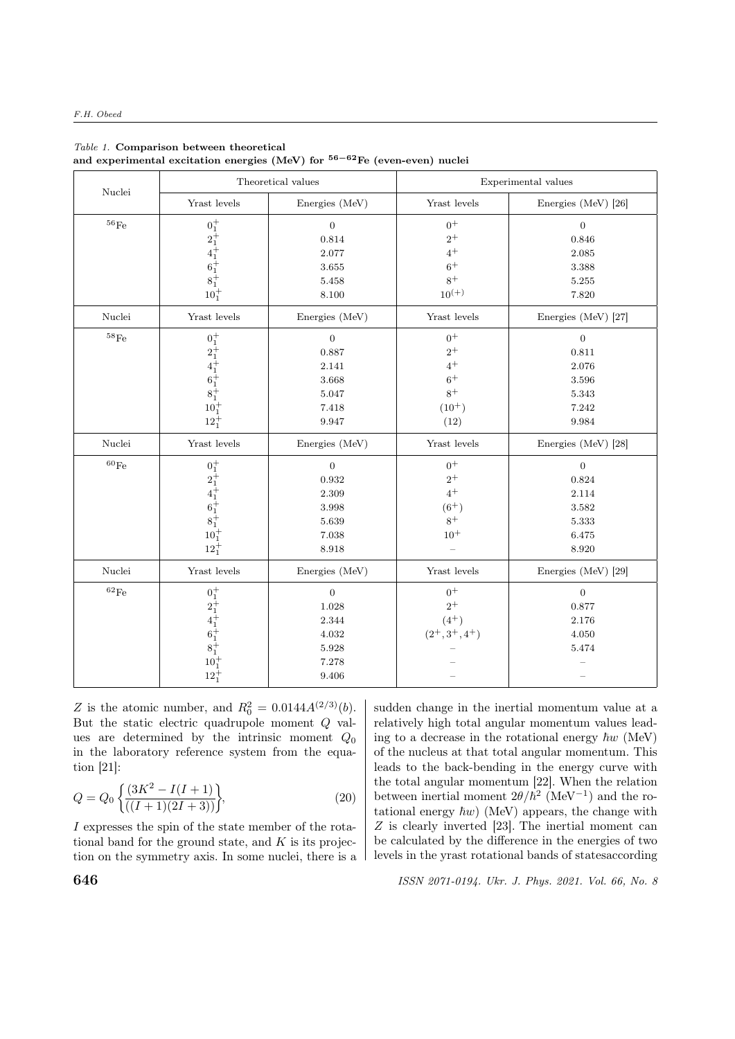*Table 1.* **Comparison between theoretical and experimental excitation energies (MeV) for $^{56-62}$Fe (even-even) nuclei**

| Nuclei | Theoretical values | | Experimental values | |
|---|---|---|---|---|
| | Yrast levels | Energies (MeV) | Yrast levels | Energies (MeV) [26] |
| $^{56}$Fe | $0_1^+$ | 0 | $0^+$ | 0 |
| | $2_1^+$ | 0.814 | $2^+$ | 0.846 |
| | $4_1^+$ | 2.077 | $4^+$ | 2.085 |
| | $6_1^+$ | 3.655 | $6^+$ | 3.388 |
| | $8_1^+$ | 5.458 | $8^+$ | 5.255 |
| | $10_1^+$ | 8.100 | $10^{(+)}$ | 7.820 |
| Nuclei | Yrast levels | Energies (MeV) | Yrast levels | Energies (MeV) [27] |
| $^{58}$Fe | $0_1^+$ | 0 | $0^+$ | 0 |
| | $2_1^+$ | 0.887 | $2^+$ | 0.811 |
| | $4_1^+$ | 2.141 | $4^+$ | 2.076 |
| | $6_1^+$ | 3.668 | $6^+$ | 3.596 |
| | $8_1^+$ | 5.047 | $8^+$ | 5.343 |
| | $10_1^+$ | 7.418 | $(10^+)$ | 7.242 |
| | $12_1^+$ | 9.947 | (12) | 9.984 |
| Nuclei | Yrast levels | Energies (MeV) | Yrast levels | Energies (MeV) [28] |
| $^{60}$Fe | $0_1^+$ | 0 | $0^+$ | 0 |
| | $2_1^+$ | 0.932 | $2^+$ | 0.824 |
| | $4_1^+$ | 2.309 | $4^+$ | 2.114 |
| | $6_1^+$ | 3.998 | $(6^+)$ | 3.582 |
| | $8_1^+$ | 5.639 | $8^+$ | 5.333 |
| | $10_1^+$ | 7.038 | $10^+$ | 6.475 |
| | $12_1^+$ | 8.918 | – | 8.920 |
| Nuclei | Yrast levels | Energies (MeV) | Yrast levels | Energies (MeV) [29] |
| $^{62}$Fe | $0_1^+$ | 0 | $0^+$ | 0 |
| | $2_1^+$ | 1.028 | $2^+$ | 0.877 |
| | $4_1^+$ | 2.344 | $(4^+)$ | 2.176 |
| | $6_1^+$ | 4.032 | $(2^+, 3^+, 4^+)$ | 4.050 |
| | $8_1^+$ | 5.928 | – | 5.474 |
| | $10_1^+$ | 7.278 | – | – |
| | $12_1^+$ | 9.406 | – | – |

$Z$ is the atomic number, and $R_0^2 = 0.0144A^{(2/3)}(b)$. But the static electric quadrupole moment $Q$ values are determined by the intrinsic moment $Q_0$ in the laboratory reference system from the equation [21]:

$$Q = Q_0 \left\{ \frac{(3K^2 - I(I+1)}{((I+1)(2I+3))} \right\}, \tag{20}$$

$I$ expresses the spin of the state member of the rotational band for the ground state, and $K$ is its projection on the symmetry axis. In some nuclei, there is a sudden change in the inertial momentum value at a relatively high total angular momentum values leading to a decrease in the rotational energy $\hbar w$ (MeV) of the nucleus at that total angular momentum. This leads to the back-bending in the energy curve with the total angular momentum [22]. When the relation between inertial moment $2\theta/\hbar^2$ (MeV$^{-1}$) and the rotational energy $\hbar w$) (MeV) appears, the change with $Z$ is clearly inverted [23]. The inertial moment can be calculated by the difference in the energies of two levels in the yrast rotational bands of statesaccording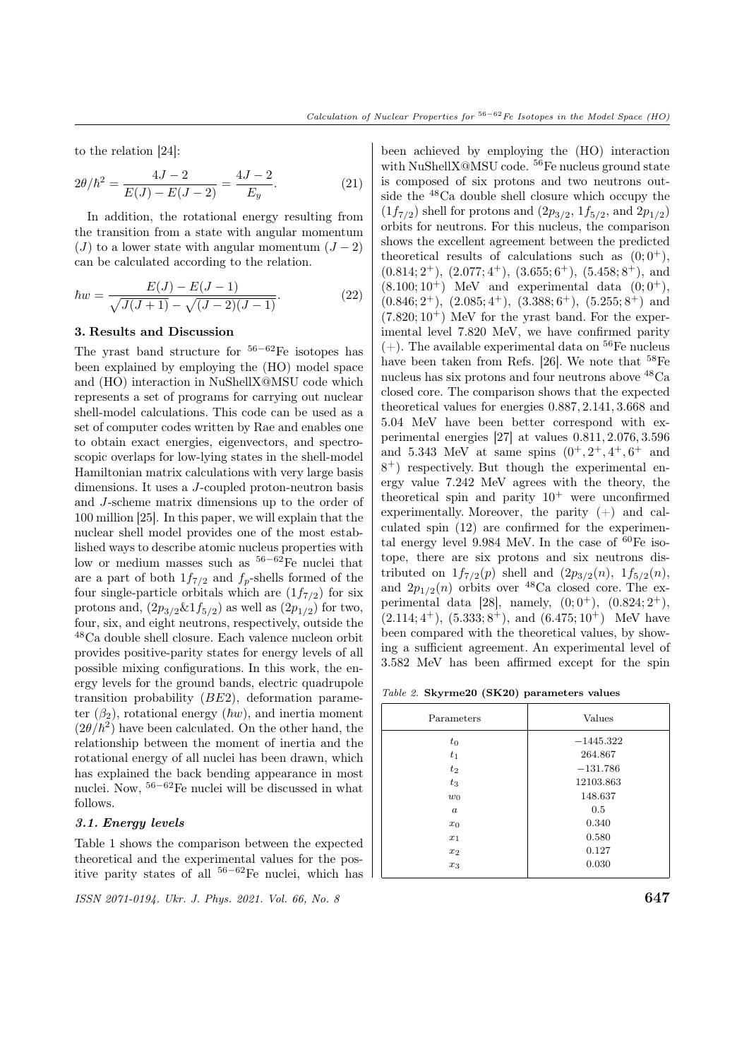to the relation [24]:

$$2\theta/\hbar^2 = \frac{4J-2}{E(J)-E(J-2)} = \frac{4J-2}{E_y}. \tag{21}$$

In addition, the rotational energy resulting from the transition from a state with angular momentum $(J)$ to a lower state with angular momentum $(J-2)$ can be calculated according to the relation.

$$\hbar w = \frac{E(J)-E(J-1)}{\sqrt{J(J+1)}-\sqrt{(J-2)(J-1)}}. \tag{22}$$

### 3. Results and Discussion

The yrast band structure for $^{56-62}$Fe isotopes has been explained by employing the (HO) model space and (HO) interaction in NuShellX@MSU code which represents a set of programs for carrying out nuclear shell-model calculations. This code can be used as a set of computer codes written by Rae and enables one to obtain exact energies, eigenvectors, and spectroscopic overlaps for low-lying states in the shell-model Hamiltonian matrix calculations with very large basis dimensions. It uses a $J$-coupled proton-neutron basis and $J$-scheme matrix dimensions up to the order of 100 million [25]. In this paper, we will explain that the nuclear shell model provides one of the most established ways to describe atomic nucleus properties with low or medium masses such as $^{56-62}$Fe nuclei that are a part of both $1f_{7/2}$ and $f_p$-shells formed of the four single-particle orbitals which are $(1f_{7/2})$ for six protons and, $(2p_{3/2}\&1f_{5/2})$ as well as $(2p_{1/2})$ for two, four, six, and eight neutrons, respectively, outside the $^{48}$Ca double shell closure. Each valence nucleon orbit provides positive-parity states for energy levels of all possible mixing configurations. In this work, the energy levels for the ground bands, electric quadrupole transition probability $(BE2)$, deformation parameter $(\beta_2)$, rotational energy $(\hbar w)$, and inertia moment $(2\theta/\hbar^2)$ have been calculated. On the other hand, the relationship between the moment of inertia and the rotational energy of all nuclei has been drawn, which has explained the back bending appearance in most nuclei. Now, $^{56-62}$Fe nuclei will be discussed in what follows.

#### *3.1. Energy levels*

Table 1 shows the comparison between the expected theoretical and the experimental values for the positive parity states of all $^{56-62}$Fe nuclei, which has been achieved by employing the (HO) interaction with NuShellX@MSU code. $^{56}$Fe nucleus ground state is composed of six protons and two neutrons outside the $^{48}$Ca double shell closure which occupy the $(1f_{7/2})$ shell for protons and $(2p_{3/2}$, $1f_{5/2}$, and $2p_{1/2})$ orbits for neutrons. For this nucleus, the comparison shows the excellent agreement between the predicted theoretical results of calculations such as $(0;0^+)$, $(0.814;2^+)$, $(2.077;4^+)$, $(3.655;6^+)$, $(5.458;8^+)$, and $(8.100;10^+)$ MeV and experimental data $(0;0^+)$, $(0.846;2^+)$, $(2.085;4^+)$, $(3.388;6^+)$, $(5.255;8^+)$ and $(7.820;10^+)$ MeV for the yrast band. For the experimental level 7.820 MeV, we have confirmed parity $(+)$. The available experimental data on $^{56}$Fe nucleus have been taken from Refs. [26]. We note that $^{58}$Fe nucleus has six protons and four neutrons above $^{48}$Ca closed core. The comparison shows that the expected theoretical values for energies 0.887, 2.141, 3.668 and 5.04 MeV have been better correspond with experimental energies [27] at values 0.811, 2.076, 3.596 and 5.343 MeV at same spins $(0^+, 2^+, 4^+, 6^+$ and $8^+)$ respectively. But though the experimental energy value 7.242 MeV agrees with the theory, the theoretical spin and parity $10^+$ were unconfirmed experimentally. Moreover, the parity $(+)$ and calculated spin (12) are confirmed for the experimental energy level 9.984 MeV. In the case of $^{60}$Fe isotope, there are six protons and six neutrons distributed on $1f_{7/2}(p)$ shell and $(2p_{3/2}(n)$, $1f_{5/2}(n)$, and $2p_{1/2}(n)$ orbits over $^{48}$Ca closed core. The experimental data [28], namely, $(0;0^+)$, $(0.824;2^+)$, $(2.114;4^+)$, $(5.333;8^+)$, and $(6.475;10^+)$ MeV have been compared with the theoretical values, by showing a sufficient agreement. An experimental level of 3.582 MeV has been affirmed except for the spin

*Table 2.* **Skyrme20 (SK20) parameters values**

| Parameters | Values |
|---|---|
| $t_0$ | −1445.322 |
| $t_1$ | 264.867 |
| $t_2$ | −131.786 |
| $t_3$ | 12103.863 |
| $w_0$ | 148.637 |
| $a$ | 0.5 |
| $x_0$ | 0.340 |
| $x_1$ | 0.580 |
| $x_2$ | 0.127 |
| $x_3$ | 0.030 |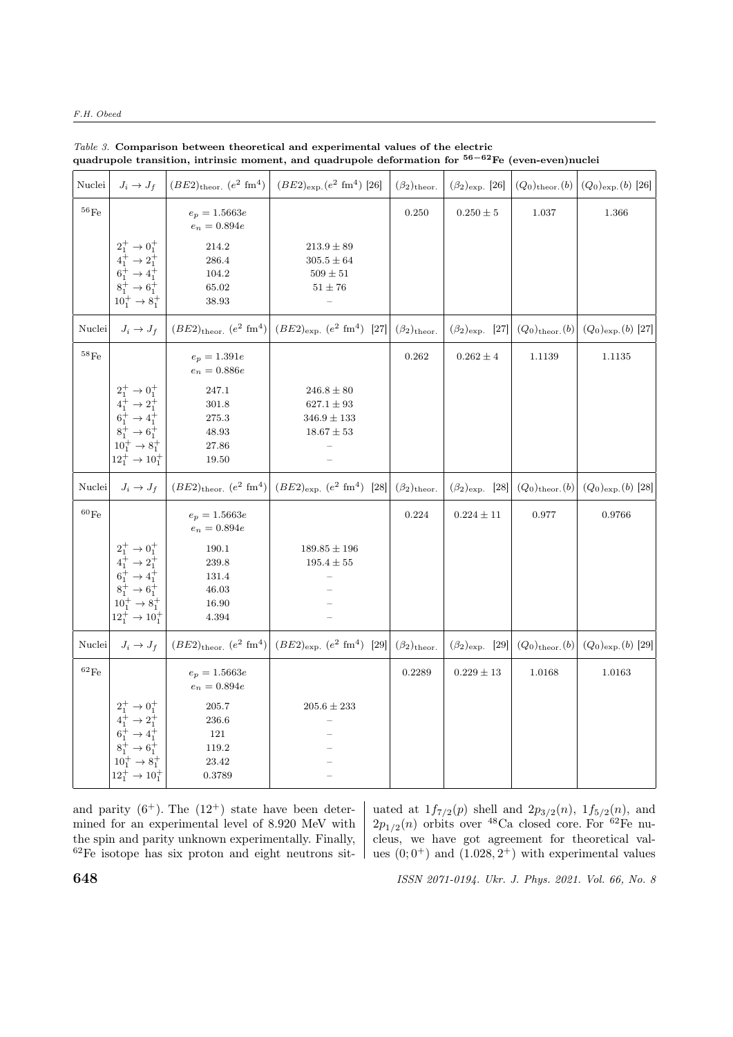*Table 3.* **Comparison between theoretical and experimental values of the electric quadrupole transition, intrinsic moment, and quadrupole deformation for $^{56-62}$Fe (even-even)nuclei**

| Nuclei | $J_i \to J_f$ | $(BE2)_{\text{theor.}}$ ($e^2$ fm$^4$) | $(BE2)_{\text{exp.}}$($e^2$ fm$^4$) [26] | $(\beta_2)_{\text{theor.}}$ | $(\beta_2)_{\text{exp.}}$ [26] | $(Q_0)_{\text{theor.}}(b)$ | $(Q_0)_{\text{exp.}}(b)$ [26] |
|---|---|---|---|---|---|---|---|
| $^{56}$Fe | | $e_p = 1.5663e$ $e_n = 0.894e$ | | 0.250 | $0.250 \pm 5$ | 1.037 | 1.366 |
| | $2_1^+ \to 0_1^+$ | 214.2 | $213.9 \pm 89$ | | | | |
| | $4_1^+ \to 2_1^+$ | 286.4 | $305.5 \pm 64$ | | | | |
| | $6_1^+ \to 4_1^+$ | 104.2 | $509 \pm 51$ | | | | |
| | $8_1^+ \to 6_1^+$ | 65.02 | $51 \pm 76$ | | | | |
| | $10_1^+ \to 8_1^+$ | 38.93 | – | | | | |
| Nuclei | $J_i \to J_f$ | $(BE2)_{\text{theor.}}$ ($e^2$ fm$^4$) | $(BE2)_{\text{exp.}}$ ($e^2$ fm$^4$) [27] | $(\beta_2)_{\text{theor.}}$ | $(\beta_2)_{\text{exp.}}$ [27] | $(Q_0)_{\text{theor.}}(b)$ | $(Q_0)_{\text{exp.}}(b)$ [27] |
| $^{58}$Fe | | $e_p = 1.391e$ $e_n = 0.886e$ | | 0.262 | $0.262 \pm 4$ | 1.1139 | 1.1135 |
| | $2_1^+ \to 0_1^+$ | 247.1 | $246.8 \pm 80$ | | | | |
| | $4_1^+ \to 2_1^+$ | 301.8 | $627.1 \pm 93$ | | | | |
| | $6_1^+ \to 4_1^+$ | 275.3 | $346.9 \pm 133$ | | | | |
| | $8_1^+ \to 6_1^+$ | 48.93 | $18.67 \pm 53$ | | | | |
| | $10_1^+ \to 8_1^+$ | 27.86 | – | | | | |
| | $12_1^+ \to 10_1^+$ | 19.50 | – | | | | |
| Nuclei | $J_i \to J_f$ | $(BE2)_{\text{theor.}}$ ($e^2$ fm$^4$) | $(BE2)_{\text{exp.}}$ ($e^2$ fm$^4$) [28] | $(\beta_2)_{\text{theor.}}$ | $(\beta_2)_{\text{exp.}}$ [28] | $(Q_0)_{\text{theor.}}(b)$ | $(Q_0)_{\text{exp.}}(b)$ [28] |
| $^{60}$Fe | | $e_p = 1.5663e$ $e_n = 0.894e$ | | 0.224 | $0.224 \pm 11$ | 0.977 | 0.9766 |
| | $2_1^+ \to 0_1^+$ | 190.1 | $189.85 \pm 196$ | | | | |
| | $4_1^+ \to 2_1^+$ | 239.8 | $195.4 \pm 55$ | | | | |
| | $6_1^+ \to 4_1^+$ | 131.4 | – | | | | |
| | $8_1^+ \to 6_1^+$ | 46.03 | – | | | | |
| | $10_1^+ \to 8_1^+$ | 16.90 | – | | | | |
| | $12_1^+ \to 10_1^+$ | 4.394 | – | | | | |
| Nuclei | $J_i \to J_f$ | $(BE2)_{\text{theor.}}$ ($e^2$ fm$^4$) | $(BE2)_{\text{exp.}}$ ($e^2$ fm$^4$) [29] | $(\beta_2)_{\text{theor.}}$ | $(\beta_2)_{\text{exp.}}$ [29] | $(Q_0)_{\text{theor.}}(b)$ | $(Q_0)_{\text{exp.}}(b)$ [29] |
| $^{62}$Fe | | $e_p = 1.5663e$ $e_n = 0.894e$ | | 0.2289 | $0.229 \pm 13$ | 1.0168 | 1.0163 |
| | $2_1^+ \to 0_1^+$ | 205.7 | $205.6 \pm 233$ | | | | |
| | $4_1^+ \to 2_1^+$ | 236.6 | – | | | | |
| | $6_1^+ \to 4_1^+$ | 121 | – | | | | |
| | $8_1^+ \to 6_1^+$ | 119.2 | – | | | | |
| | $10_1^+ \to 8_1^+$ | 23.42 | – | | | | |
| | $12_1^+ \to 10_1^+$ | 0.3789 | – | | | | |

and parity $(6^+)$. The $(12^+)$ state have been determined for an experimental level of 8.920 MeV with the spin and parity unknown experimentally. Finally, $^{62}$Fe isotope has six proton and eight neutrons situated at $1f_{7/2}(p)$ shell and $2p_{3/2}(n)$, $1f_{5/2}(n)$, and $2p_{1/2}(n)$ orbits over $^{48}$Ca closed core. For $^{62}$Fe nucleus, we have got agreement for theoretical values $(0; 0^+)$ and $(1.028, 2^+)$ with experimental values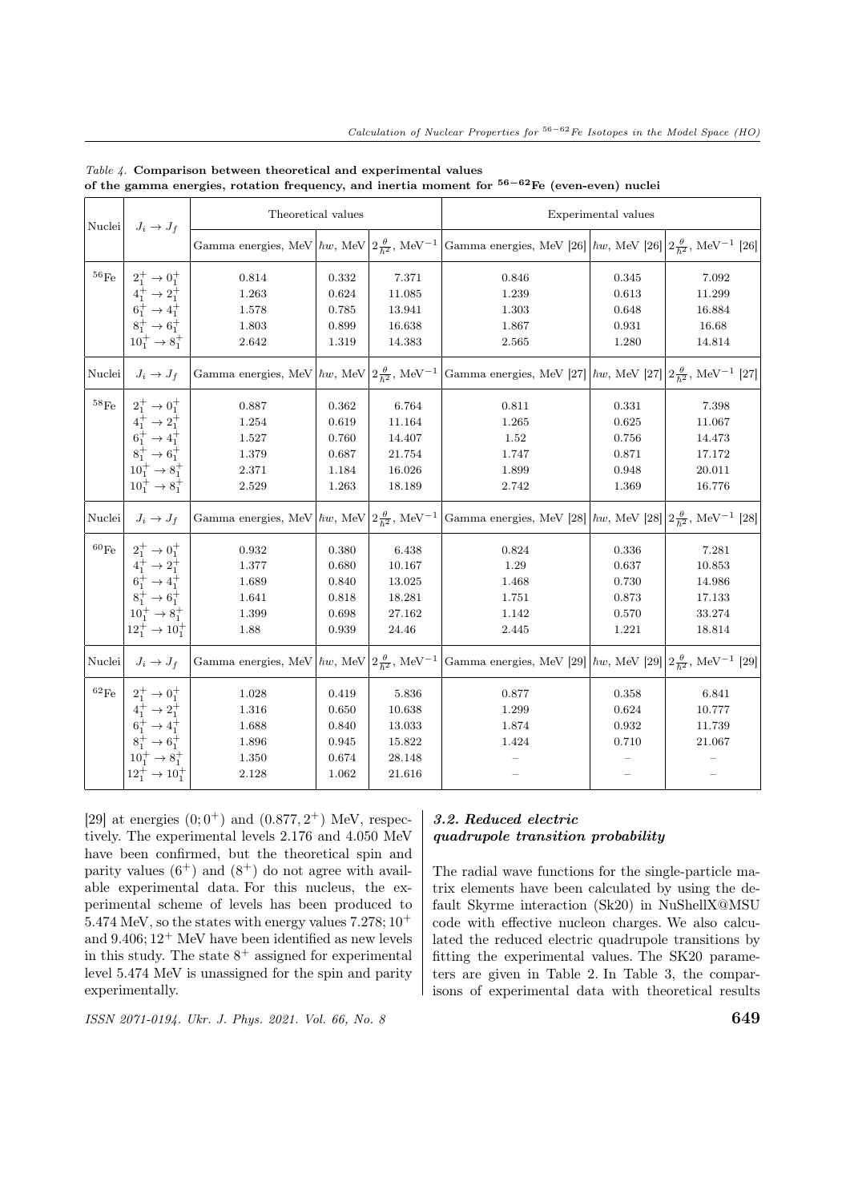*Table 4.* **Comparison between theoretical and experimental values of the gamma energies, rotation frequency, and inertia moment for $^{56-62}$Fe (even-even) nuclei**

| Nuclei | $J_i \to J_f$ | Theoretical values | | | Experimental values | | |
|---|---|---|---|---|---|---|---|
| | | Gamma energies, MeV | $\hbar w$, MeV | $2\frac{\theta}{\hbar^2}$, MeV$^{-1}$ | Gamma energies, MeV [26] | $\hbar w$, MeV [26] | $2\frac{\theta}{\hbar^2}$, MeV$^{-1}$ [26] |
| $^{56}$Fe | $2_1^+ \to 0_1^+$ | 0.814 | 0.332 | 7.371 | 0.846 | 0.345 | 7.092 |
| | $4_1^+ \to 2_1^+$ | 1.263 | 0.624 | 11.085 | 1.239 | 0.613 | 11.299 |
| | $6_1^+ \to 4_1^+$ | 1.578 | 0.785 | 13.941 | 1.303 | 0.648 | 16.884 |
| | $8_1^+ \to 6_1^+$ | 1.803 | 0.899 | 16.638 | 1.867 | 0.931 | 16.68 |
| | $10_1^+ \to 8_1^+$ | 2.642 | 1.319 | 14.383 | 2.565 | 1.280 | 14.814 |
| Nuclei | $J_i \to J_f$ | Gamma energies, MeV | $\hbar w$, MeV | $2\frac{\theta}{\hbar^2}$, MeV$^{-1}$ | Gamma energies, MeV [27] | $\hbar w$, MeV [27] | $2\frac{\theta}{\hbar^2}$, MeV$^{-1}$ [27] |
| $^{58}$Fe | $2_1^+ \to 0_1^+$ | 0.887 | 0.362 | 6.764 | 0.811 | 0.331 | 7.398 |
| | $4_1^+ \to 2_1^+$ | 1.254 | 0.619 | 11.164 | 1.265 | 0.625 | 11.067 |
| | $6_1^+ \to 4_1^+$ | 1.527 | 0.760 | 14.407 | 1.52 | 0.756 | 14.473 |
| | $8_1^+ \to 6_1^+$ | 1.379 | 0.687 | 21.754 | 1.747 | 0.871 | 17.172 |
| | $10_1^+ \to 8_1^+$ | 2.371 | 1.184 | 16.026 | 1.899 | 0.948 | 20.011 |
| | $10_1^+ \to 8_1^+$ | 2.529 | 1.263 | 18.189 | 2.742 | 1.369 | 16.776 |
| Nuclei | $J_i \to J_f$ | Gamma energies, MeV | $\hbar w$, MeV | $2\frac{\theta}{\hbar^2}$, MeV$^{-1}$ | Gamma energies, MeV [28] | $\hbar w$, MeV [28] | $2\frac{\theta}{\hbar^2}$, MeV$^{-1}$ [28] |
| $^{60}$Fe | $2_1^+ \to 0_1^+$ | 0.932 | 0.380 | 6.438 | 0.824 | 0.336 | 7.281 |
| | $4_1^+ \to 2_1^+$ | 1.377 | 0.680 | 10.167 | 1.29 | 0.637 | 10.853 |
| | $6_1^+ \to 4_1^+$ | 1.689 | 0.840 | 13.025 | 1.468 | 0.730 | 14.986 |
| | $8_1^+ \to 6_1^+$ | 1.641 | 0.818 | 18.281 | 1.751 | 0.873 | 17.133 |
| | $10_1^+ \to 8_1^+$ | 1.399 | 0.698 | 27.162 | 1.142 | 0.570 | 33.274 |
| | $12_1^+ \to 10_1^+$ | 1.88 | 0.939 | 24.46 | 2.445 | 1.221 | 18.814 |
| Nuclei | $J_i \to J_f$ | Gamma energies, MeV | $\hbar w$, MeV | $2\frac{\theta}{\hbar^2}$, MeV$^{-1}$ | Gamma energies, MeV [29] | $\hbar w$, MeV [29] | $2\frac{\theta}{\hbar^2}$, MeV$^{-1}$ [29] |
| $^{62}$Fe | $2_1^+ \to 0_1^+$ | 1.028 | 0.419 | 5.836 | 0.877 | 0.358 | 6.841 |
| | $4_1^+ \to 2_1^+$ | 1.316 | 0.650 | 10.638 | 1.299 | 0.624 | 10.777 |
| | $6_1^+ \to 4_1^+$ | 1.688 | 0.840 | 13.033 | 1.874 | 0.932 | 11.739 |
| | $8_1^+ \to 6_1^+$ | 1.896 | 0.945 | 15.822 | 1.424 | 0.710 | 21.067 |
| | $10_1^+ \to 8_1^+$ | 1.350 | 0.674 | 28.148 | – | – | – |
| | $12_1^+ \to 10_1^+$ | 2.128 | 1.062 | 21.616 | – | – | – |

[29] at energies $(0; 0^+)$ and $(0.877, 2^+)$ MeV, respectively. The experimental levels 2.176 and 4.050 MeV have been confirmed, but the theoretical spin and parity values $(6^+)$ and $(8^+)$ do not agree with available experimental data. For this nucleus, the experimental scheme of levels has been produced to 5.474 MeV, so the states with energy values $7.278; 10^+$ and $9.406; 12^+$ MeV have been identified as new levels in this study. The state $8^+$ assigned for experimental level 5.474 MeV is unassigned for the spin and parity experimentally.

### *3.2. Reduced electric quadrupole transition probability*

The radial wave functions for the single-particle matrix elements have been calculated by using the default Skyrme interaction (Sk20) in NuShellX@MSU code with effective nucleon charges. We also calculated the reduced electric quadrupole transitions by fitting the experimental values. The SK20 parameters are given in Table 2. In Table 3, the comparisons of experimental data with theoretical results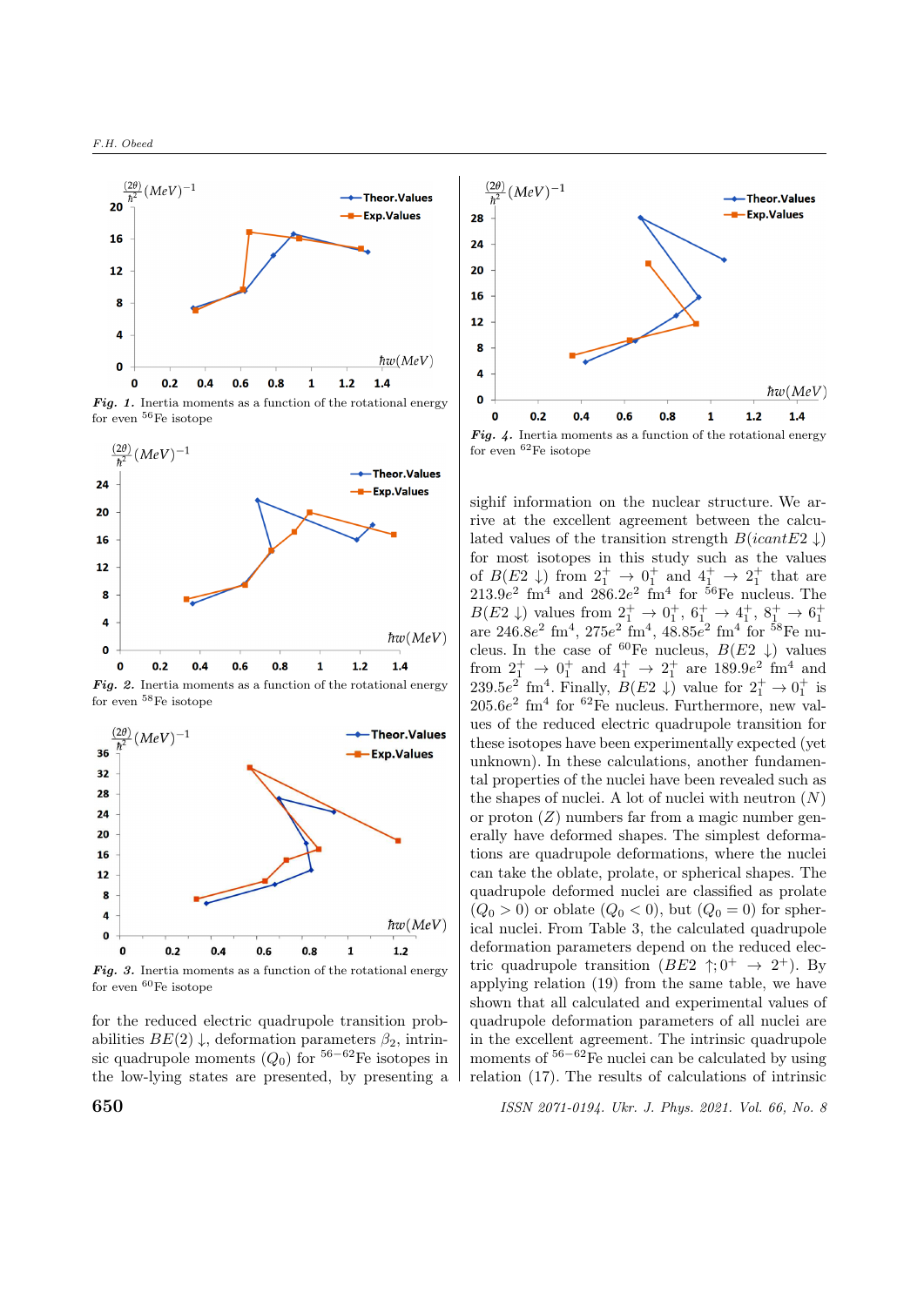*Fig. 1.* Inertia moments as a function of the rotational energy for even $^{56}$Fe isotope

*Fig. 2.* Inertia moments as a function of the rotational energy for even $^{58}$Fe isotope

*Fig. 3.* Inertia moments as a function of the rotational energy for even $^{60}$Fe isotope

*Fig. 4.* Inertia moments as a function of the rotational energy for even $^{62}$Fe isotope

for the reduced electric quadrupole transition probabilities $BE(2)\downarrow$, deformation parameters $\beta_2$, intrinsic quadrupole moments ($Q_0$) for $^{56-62}$Fe isotopes in the low-lying states are presented, by presenting a sighif information on the nuclear structure. We arrive at the excellent agreement between the calculated values of the transition strength $B(icantE2\downarrow)$ for most isotopes in this study such as the values of $B(E2\downarrow)$ from $2_1^+ \to 0_1^+$ and $4_1^+ \to 2_1^+$ that are $213.9e^2$ fm$^4$ and $286.2e^2$ fm$^4$ for $^{56}$Fe nucleus. The $B(E2\downarrow)$ values from $2_1^+ \to 0_1^+$, $6_1^+ \to 4_1^+$, $8_1^+ \to 6_1^+$ are $246.8e^2$ fm$^4$, $275e^2$ fm$^4$, $48.85e^2$ fm$^4$ for $^{58}$Fe nucleus. In the case of $^{60}$Fe nucleus, $B(E2\downarrow)$ values from $2_1^+ \to 0_1^+$ and $4_1^+ \to 2_1^+$ are $189.9e^2$ fm$^4$ and $239.5e^2$ fm$^4$. Finally, $B(E2\downarrow)$ value for $2_1^+ \to 0_1^+$ is $205.6e^2$ fm$^4$ for $^{62}$Fe nucleus. Furthermore, new values of the reduced electric quadrupole transition for these isotopes have been experimentally expected (yet unknown). In these calculations, another fundamental properties of the nuclei have been revealed such as the shapes of nuclei. A lot of nuclei with neutron ($N$) or proton ($Z$) numbers far from a magic number generally have deformed shapes. The simplest deformations are quadrupole deformations, where the nuclei can take the oblate, prolate, or spherical shapes. The quadrupole deformed nuclei are classified as prolate ($Q_0 > 0$) or oblate ($Q_0 < 0$), but ($Q_0 = 0$) for spherical nuclei. From Table 3, the calculated quadrupole deformation parameters depend on the reduced electric quadrupole transition ($BE2\uparrow; 0^+ \to 2^+$). By applying relation (19) from the same table, we have shown that all calculated and experimental values of quadrupole deformation parameters of all nuclei are in the excellent agreement. The intrinsic quadrupole moments of $^{56-62}$Fe nuclei can be calculated by using relation (17). The results of calculations of intrinsic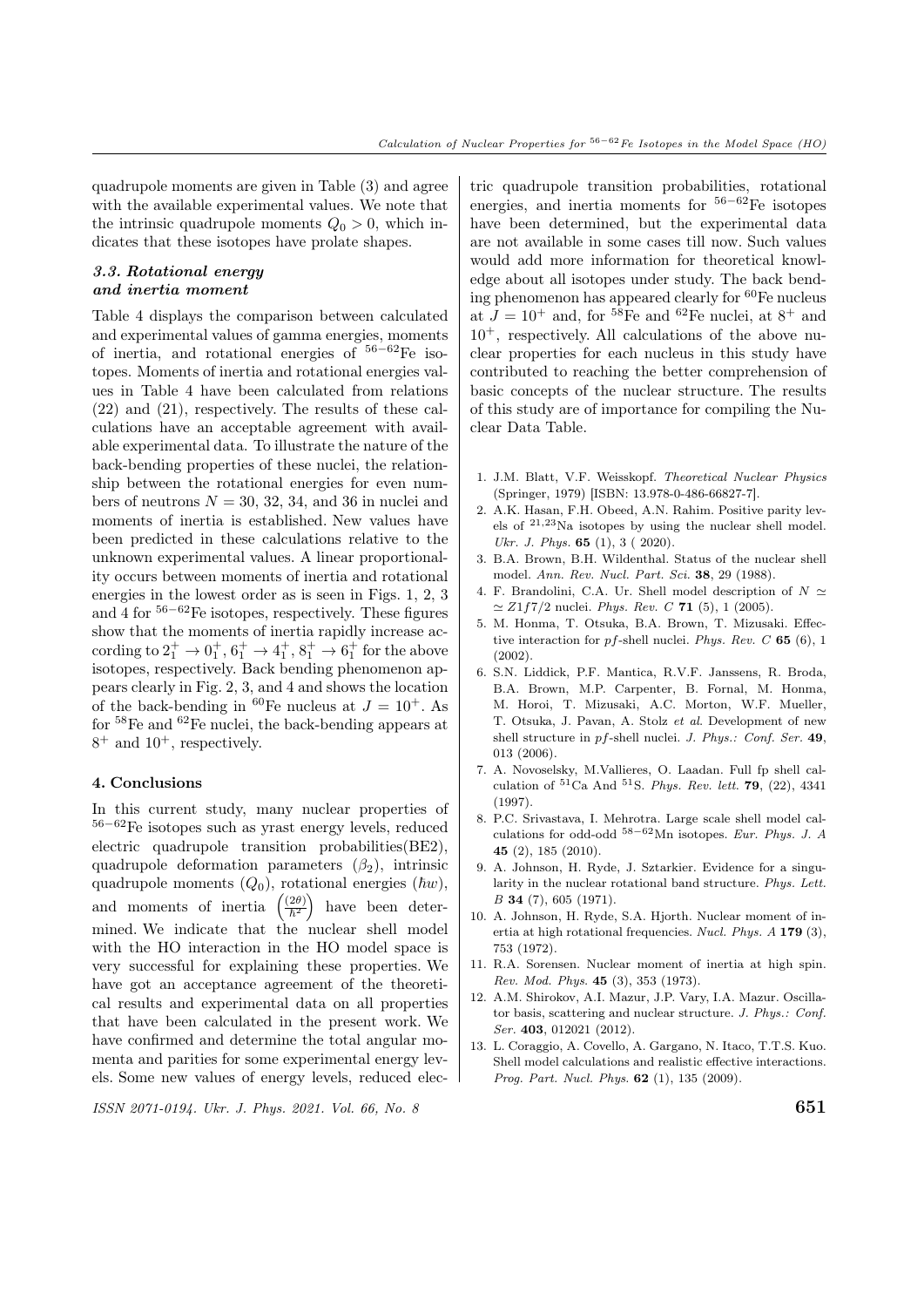quadrupole moments are given in Table (3) and agree with the available experimental values. We note that the intrinsic quadrupole moments $Q_0 > 0$, which indicates that these isotopes have prolate shapes.

### *3.3. Rotational energy and inertia moment*

Table 4 displays the comparison between calculated and experimental values of gamma energies, moments of inertia, and rotational energies of $^{56-62}$Fe isotopes. Moments of inertia and rotational energies values in Table 4 have been calculated from relations (22) and (21), respectively. The results of these calculations have an acceptable agreement with available experimental data. To illustrate the nature of the back-bending properties of these nuclei, the relationship between the rotational energies for even numbers of neutrons $N = 30$, 32, 34, and 36 in nuclei and moments of inertia is established. New values have been predicted in these calculations relative to the unknown experimental values. A linear proportionality occurs between moments of inertia and rotational energies in the lowest order as is seen in Figs. 1, 2, 3 and 4 for $^{56-62}$Fe isotopes, respectively. These figures show that the moments of inertia rapidly increase according to $2_1^+ \to 0_1^+$, $6_1^+ \to 4_1^+$, $8_1^+ \to 6_1^+$ for the above isotopes, respectively. Back bending phenomenon appears clearly in Fig. 2, 3, and 4 and shows the location of the back-bending in $^{60}$Fe nucleus at $J = 10^+$. As for $^{58}$Fe and $^{62}$Fe nuclei, the back-bending appears at $8^+$ and $10^+$, respectively.

#### 4. Conclusions

In this current study, many nuclear properties of $^{56-62}$Fe isotopes such as yrast energy levels, reduced electric quadrupole transition probabilities(BE2), quadrupole deformation parameters $(\beta_2)$, intrinsic quadrupole moments $(Q_0)$, rotational energies $(\hbar w)$, and moments of inertia $\left(\frac{(2\theta)}{\hbar^2}\right)$ have been determined. We indicate that the nuclear shell model with the HO interaction in the HO model space is very successful for explaining these properties. We have got an acceptance agreement of the theoretical results and experimental data on all properties that have been calculated in the present work. We have confirmed and determine the total angular momenta and parities for some experimental energy levels. Some new values of energy levels, reduced electric quadrupole transition probabilities, rotational energies, and inertia moments for $^{56-62}$Fe isotopes have been determined, but the experimental data are not available in some cases till now. Such values would add more information for theoretical knowledge about all isotopes under study. The back bending phenomenon has appeared clearly for $^{60}$Fe nucleus at $J = 10^+$ and, for $^{58}$Fe and $^{62}$Fe nuclei, at $8^+$ and $10^+$, respectively. All calculations of the above nuclear properties for each nucleus in this study have contributed to reaching the better comprehension of basic concepts of the nuclear structure. The results of this study are of importance for compiling the Nuclear Data Table.

1. J.M. Blatt, V.F. Weisskopf. *Theoretical Nuclear Physics* (Springer, 1979) [ISBN: 13.978-0-486-66827-7].
2. A.K. Hasan, F.H. Obeed, A.N. Rahim. Positive parity levels of $^{21,23}$Na isotopes by using the nuclear shell model. *Ukr. J. Phys.* **65** (1), 3 ( 2020).
3. B.A. Brown, B.H. Wildenthal. Status of the nuclear shell model. *Ann. Rev. Nucl. Part. Sci.* **38**, 29 (1988).
4. F. Brandolini, C.A. Ur. Shell model description of $N \simeq$ $\simeq Z 1f7/2$ nuclei. *Phys. Rev. C* **71** (5), 1 (2005).
5. M. Honma, T. Otsuka, B.A. Brown, T. Mizusaki. Effective interaction for *pf*-shell nuclei. *Phys. Rev. C* **65** (6), 1 (2002).
6. S.N. Liddick, P.F. Mantica, R.V.F. Janssens, R. Broda, B.A. Brown, M.P. Carpenter, B. Fornal, M. Honma, M. Horoi, T. Mizusaki, A.C. Morton, W.F. Mueller, T. Otsuka, J. Pavan, A. Stolz *et al*. Development of new shell structure in *pf*-shell nuclei. *J. Phys.: Conf. Ser.* **49**, 013 (2006).
7. A. Novoselsky, M.Vallieres, O. Laadan. Full fp shell calculation of $^{51}$Ca And $^{51}$S. *Phys. Rev. lett.* **79**, (22), 4341 (1997).
8. P.C. Srivastava, I. Mehrotra. Large scale shell model calculations for odd-odd $^{58-62}$Mn isotopes. *Eur. Phys. J. A* **45** (2), 185 (2010).
9. A. Johnson, H. Ryde, J. Sztarkier. Evidence for a singularity in the nuclear rotational band structure. *Phys. Lett. B* **34** (7), 605 (1971).
10. A. Johnson, H. Ryde, S.A. Hjorth. Nuclear moment of inertia at high rotational frequencies. *Nucl. Phys. A* **179** (3), 753 (1972).
11. R.A. Sorensen. Nuclear moment of inertia at high spin. *Rev. Mod. Phys.* **45** (3), 353 (1973).
12. A.M. Shirokov, A.I. Mazur, J.P. Vary, I.A. Mazur. Oscillator basis, scattering and nuclear structure. *J. Phys.: Conf. Ser.* **403**, 012021 (2012).
13. L. Coraggio, A. Covello, A. Gargano, N. Itaco, T.T.S. Kuo. Shell model calculations and realistic effective interactions. *Prog. Part. Nucl. Phys.* **62** (1), 135 (2009).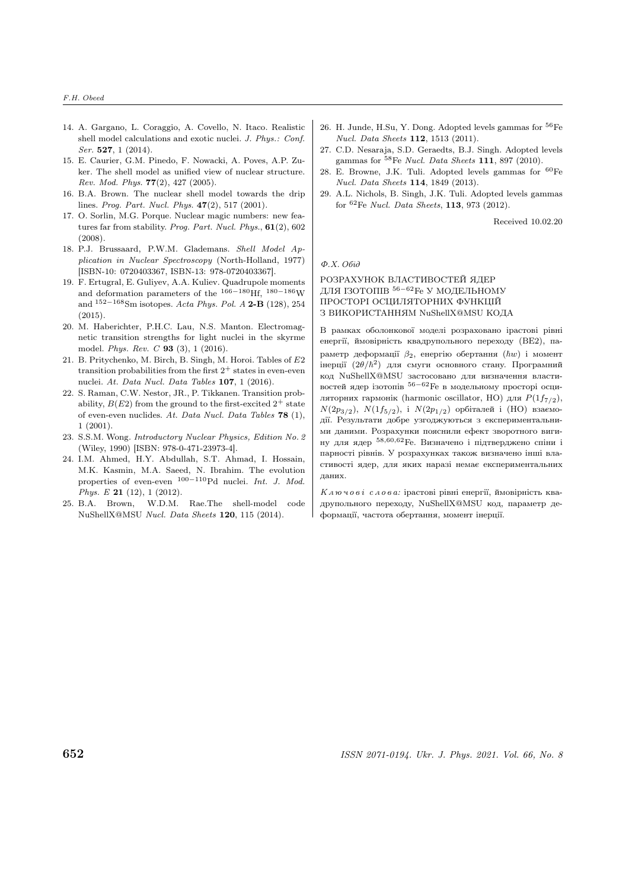14. A. Gargano, L. Coraggio, A. Covello, N. Itaco. Realistic shell model calculations and exotic nuclei. *J. Phys.: Conf. Ser.* **527**, 1 (2014).
15. E. Caurier, G.M. Pinedo, F. Nowacki, A. Poves, A.P. Zuker. The shell model as unified view of nuclear structure. *Rev. Mod. Phys.* **77**(2), 427 (2005).
16. B.A. Brown. The nuclear shell model towards the drip lines. *Prog. Part. Nucl. Phys.* **47**(2), 517 (2001).
17. O. Sorlin, M.G. Porque. Nuclear magic numbers: new features far from stability. *Prog. Part. Nucl. Phys.*, **61**(2), 602 (2008).
18. P.J. Brussaard, P.W.M. Glademans. *Shell Model Application in Nuclear Spectroscopy* (North-Holland, 1977) [ISBN-10: 0720403367, ISBN-13: 978-0720403367].
19. F. Ertugral, E. Guliyev, A.A. Kuliev. Quadrupole moments and deformation parameters of the $^{166-180}$Hf, $^{180-186}$W and $^{152-168}$Sm isotopes. *Acta Phys. Pol. A* **2-B** (128), 254 (2015).
20. M. Haberichter, P.H.C. Lau, N.S. Manton. Electromagnetic transition strengths for light nuclei in the skyrme model. *Phys. Rev. C* **93** (3), 1 (2016).
21. B. Pritychenko, M. Birch, B. Singh, M. Horoi. Tables of $E2$ transition probabilities from the first $2^+$ states in even-even nuclei. *At. Data Nucl. Data Tables* **107**, 1 (2016).
22. S. Raman, C.W. Nestor, JR., P. Tikkanen. Transition probability, $B(E2)$ from the ground to the first-excited $2^+$ state of even-even nuclides. *At. Data Nucl. Data Tables* **78** (1), 1 (2001).
23. S.S.M. Wong. *Introductory Nuclear Physics, Edition No. 2* (Wiley, 1990) [ISBN: 978-0-471-23973-4].
24. I.M. Ahmed, H.Y. Abdullah, S.T. Ahmad, I. Hossain, M.K. Kasmin, M.A. Saeed, N. Ibrahim. The evolution properties of even-even $^{100-110}$Pd nuclei. *Int. J. Mod. Phys. E* **21** (12), 1 (2012).
25. B.A. Brown, W.D.M. Rae.The shell-model code NuShellX@MSU *Nucl. Data Sheets* **120**, 115 (2014).
26. H. Junde, H.Su, Y. Dong. Adopted levels gammas for $^{56}$Fe *Nucl. Data Sheets* **112**, 1513 (2011).
27. C.D. Nesaraja, S.D. Geraedts, B.J. Singh. Adopted levels gammas for $^{58}$Fe *Nucl. Data Sheets* **111**, 897 (2010).
28. E. Browne, J.K. Tuli. Adopted levels gammas for $^{60}$Fe *Nucl. Data Sheets* **114**, 1849 (2013).
29. A.L. Nichols, B. Singh, J.K. Tuli. Adopted levels gammas for $^{62}$Fe *Nucl. Data Sheets*, **113**, 973 (2012).

Received 10.02.20

*Ф.Х. Обід*

РОЗРАХУНОК ВЛАСТИВОСТЕЙ ЯДЕР ДЛЯ ІЗОТОПІВ $^{56-62}$Fe У МОДЕЛЬНОМУ ПРОСТОРІ ОСЦИЛЯТОРНИХ ФУНКЦІЙ З ВИКОРИСТАННЯМ NuShellX@MSU КОДА

В рамках оболонкової моделі розраховано ірастові рівні енергії, ймовірність квадрупольного переходу (BE2), параметр деформації $\beta_2$, енергію обертання ($\hbar w$) і момент інерції ($2\theta/\hbar^2$) для смуги основного стану. Програмний код NuShellX@MSU застосовано для визначення властивостей ядер ізотопів $^{56-62}$Fe в модельному просторі осциляторних гармонік (harmonic oscillator, HO) для $P(1f_{7/2})$, $N(2p_{3/2})$, $N(1f_{5/2})$, і $N(2p_{1/2})$ орбіталей і (HO) взаємодії. Результати добре узгоджуються з експериментальними даними. Розрахунки пояснили ефект зворотного вигину для ядер $^{58,60,62}$Fe. Визначено і підтверджено спіни і парності рівнів. У розрахунках також визначено інші властивості ядер, для яких наразі немає експериментальних даних.

*Ключові слова:* ірастові рівні енергії, ймовірність квадрупольного переходу, NuShellX@MSU код, параметр деформації, частота обертання, момент інерції.